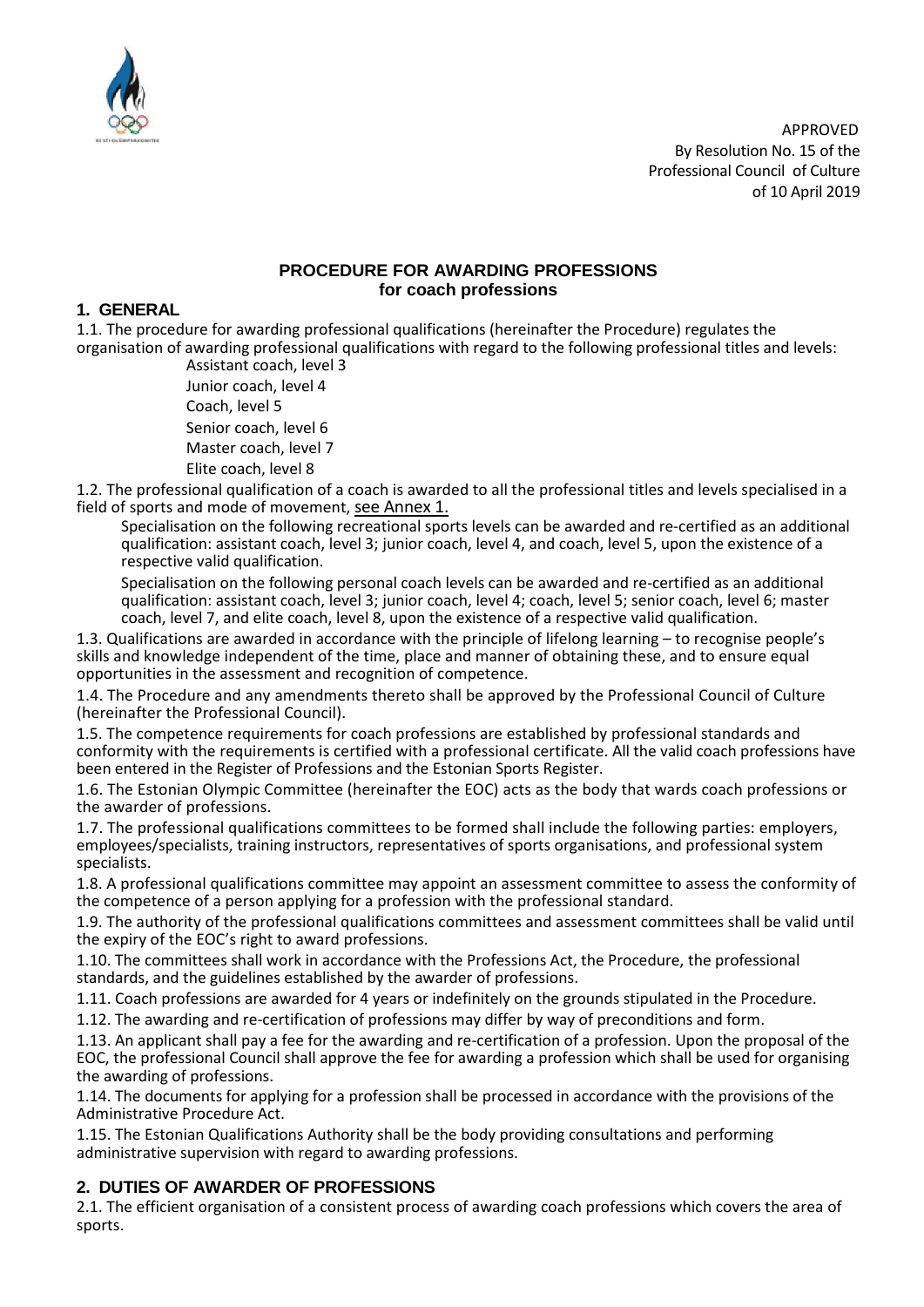APPROVED
By Resolution No. 15 of the
Professional Council of Culture
of 10 April 2019

# PROCEDURE FOR AWARDING PROFESSIONS
## for coach professions

## 1. GENERAL

1.1. The procedure for awarding professional qualifications (hereinafter the Procedure) regulates the organisation of awarding professional qualifications with regard to the following professional titles and levels:

Assistant coach, level 3
Junior coach, level 4
Coach, level 5
Senior coach, level 6
Master coach, level 7
Elite coach, level 8

1.2. The professional qualification of a coach is awarded to all the professional titles and levels specialised in a field of sports and mode of movement, see Annex 1.

Specialisation on the following recreational sports levels can be awarded and re-certified as an additional qualification: assistant coach, level 3; junior coach, level 4, and coach, level 5, upon the existence of a respective valid qualification.

Specialisation on the following personal coach levels can be awarded and re-certified as an additional qualification: assistant coach, level 3; junior coach, level 4; coach, level 5; senior coach, level 6; master coach, level 7, and elite coach, level 8, upon the existence of a respective valid qualification.

1.3. Qualifications are awarded in accordance with the principle of lifelong learning – to recognise people's skills and knowledge independent of the time, place and manner of obtaining these, and to ensure equal opportunities in the assessment and recognition of competence.

1.4. The Procedure and any amendments thereto shall be approved by the Professional Council of Culture (hereinafter the Professional Council).

1.5. The competence requirements for coach professions are established by professional standards and conformity with the requirements is certified with a professional certificate. All the valid coach professions have been entered in the Register of Professions and the Estonian Sports Register.

1.6. The Estonian Olympic Committee (hereinafter the EOC) acts as the body that wards coach professions or the awarder of professions.

1.7. The professional qualifications committees to be formed shall include the following parties: employers, employees/specialists, training instructors, representatives of sports organisations, and professional system specialists.

1.8. A professional qualifications committee may appoint an assessment committee to assess the conformity of the competence of a person applying for a profession with the professional standard.

1.9. The authority of the professional qualifications committees and assessment committees shall be valid until the expiry of the EOC's right to award professions.

1.10. The committees shall work in accordance with the Professions Act, the Procedure, the professional standards, and the guidelines established by the awarder of professions.

1.11. Coach professions are awarded for 4 years or indefinitely on the grounds stipulated in the Procedure.

1.12. The awarding and re-certification of professions may differ by way of preconditions and form.

1.13. An applicant shall pay a fee for the awarding and re-certification of a profession. Upon the proposal of the EOC, the professional Council shall approve the fee for awarding a profession which shall be used for organising the awarding of professions.

1.14. The documents for applying for a profession shall be processed in accordance with the provisions of the Administrative Procedure Act.

1.15. The Estonian Qualifications Authority shall be the body providing consultations and performing administrative supervision with regard to awarding professions.

## 2. DUTIES OF AWARDER OF PROFESSIONS

2.1. The efficient organisation of a consistent process of awarding coach professions which covers the area of sports.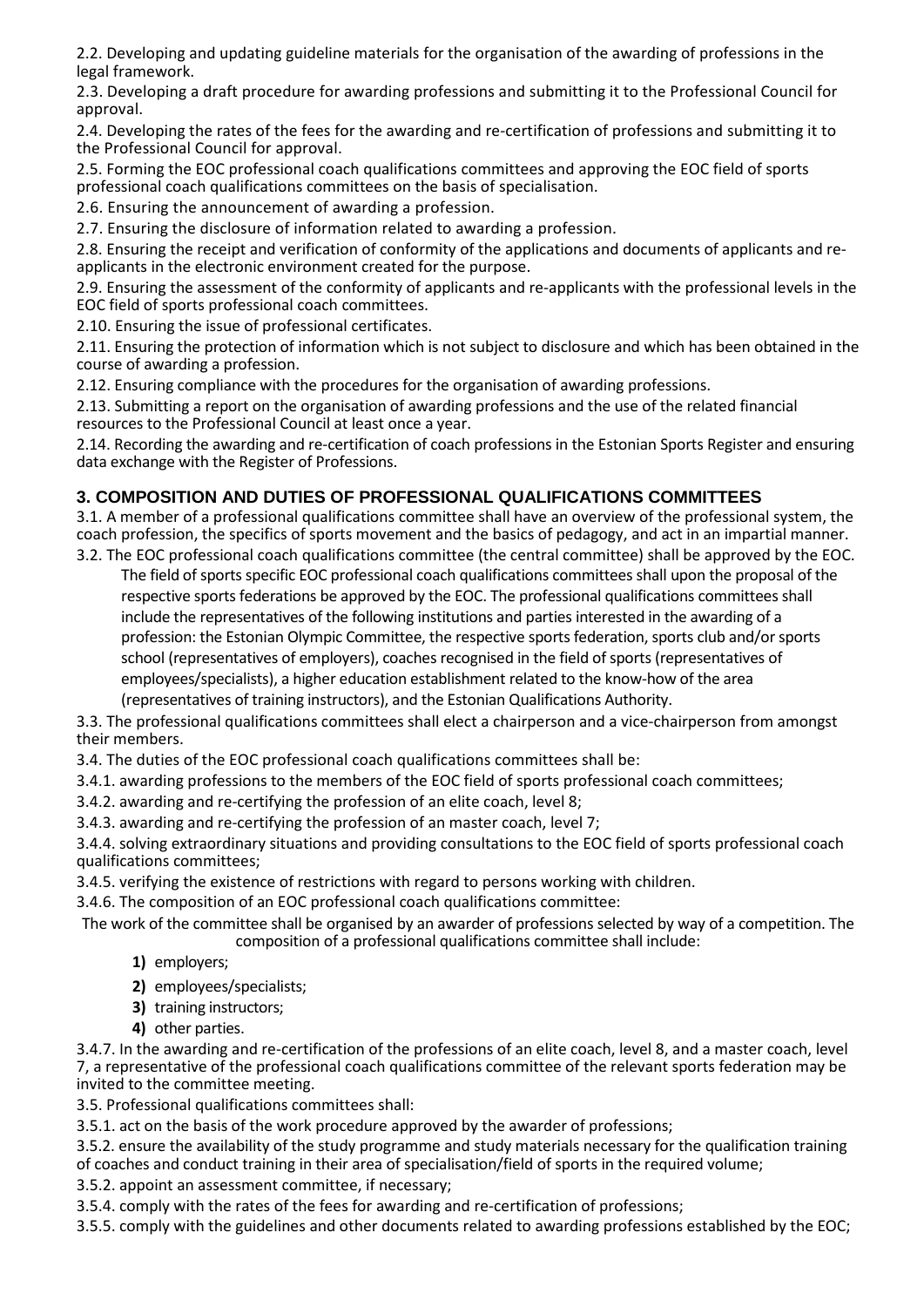2.2. Developing and updating guideline materials for the organisation of the awarding of professions in the legal framework.

2.3. Developing a draft procedure for awarding professions and submitting it to the Professional Council for approval.

2.4. Developing the rates of the fees for the awarding and re-certification of professions and submitting it to the Professional Council for approval.

2.5. Forming the EOC professional coach qualifications committees and approving the EOC field of sports professional coach qualifications committees on the basis of specialisation.

2.6. Ensuring the announcement of awarding a profession.

2.7. Ensuring the disclosure of information related to awarding a profession.

2.8. Ensuring the receipt and verification of conformity of the applications and documents of applicants and re-applicants in the electronic environment created for the purpose.

2.9. Ensuring the assessment of the conformity of applicants and re-applicants with the professional levels in the EOC field of sports professional coach committees.

2.10. Ensuring the issue of professional certificates.

2.11. Ensuring the protection of information which is not subject to disclosure and which has been obtained in the course of awarding a profession.

2.12. Ensuring compliance with the procedures for the organisation of awarding professions.

2.13. Submitting a report on the organisation of awarding professions and the use of the related financial resources to the Professional Council at least once a year.

2.14. Recording the awarding and re-certification of coach professions in the Estonian Sports Register and ensuring data exchange with the Register of Professions.

## 3. COMPOSITION AND DUTIES OF PROFESSIONAL QUALIFICATIONS COMMITTEES

3.1. A member of a professional qualifications committee shall have an overview of the professional system, the coach profession, the specifics of sports movement and the basics of pedagogy, and act in an impartial manner.

3.2. The EOC professional coach qualifications committee (the central committee) shall be approved by the EOC. The field of sports specific EOC professional coach qualifications committees shall upon the proposal of the respective sports federations be approved by the EOC. The professional qualifications committees shall include the representatives of the following institutions and parties interested in the awarding of a profession: the Estonian Olympic Committee, the respective sports federation, sports club and/or sports school (representatives of employers), coaches recognised in the field of sports (representatives of employees/specialists), a higher education establishment related to the know-how of the area (representatives of training instructors), and the Estonian Qualifications Authority.

3.3. The professional qualifications committees shall elect a chairperson and a vice-chairperson from amongst their members.

3.4. The duties of the EOC professional coach qualifications committees shall be:

3.4.1. awarding professions to the members of the EOC field of sports professional coach committees;

3.4.2. awarding and re-certifying the profession of an elite coach, level 8;

3.4.3. awarding and re-certifying the profession of an master coach, level 7;

3.4.4. solving extraordinary situations and providing consultations to the EOC field of sports professional coach qualifications committees;

3.4.5. verifying the existence of restrictions with regard to persons working with children.

3.4.6. The composition of an EOC professional coach qualifications committee:

The work of the committee shall be organised by an awarder of professions selected by way of a competition. The composition of a professional qualifications committee shall include:

1) employers;
2) employees/specialists;
3) training instructors;
4) other parties.

3.4.7. In the awarding and re-certification of the professions of an elite coach, level 8, and a master coach, level 7, a representative of the professional coach qualifications committee of the relevant sports federation may be invited to the committee meeting.

3.5. Professional qualifications committees shall:

3.5.1. act on the basis of the work procedure approved by the awarder of professions;

3.5.2. ensure the availability of the study programme and study materials necessary for the qualification training of coaches and conduct training in their area of specialisation/field of sports in the required volume;

3.5.2. appoint an assessment committee, if necessary;

3.5.4. comply with the rates of the fees for awarding and re-certification of professions;

3.5.5. comply with the guidelines and other documents related to awarding professions established by the EOC;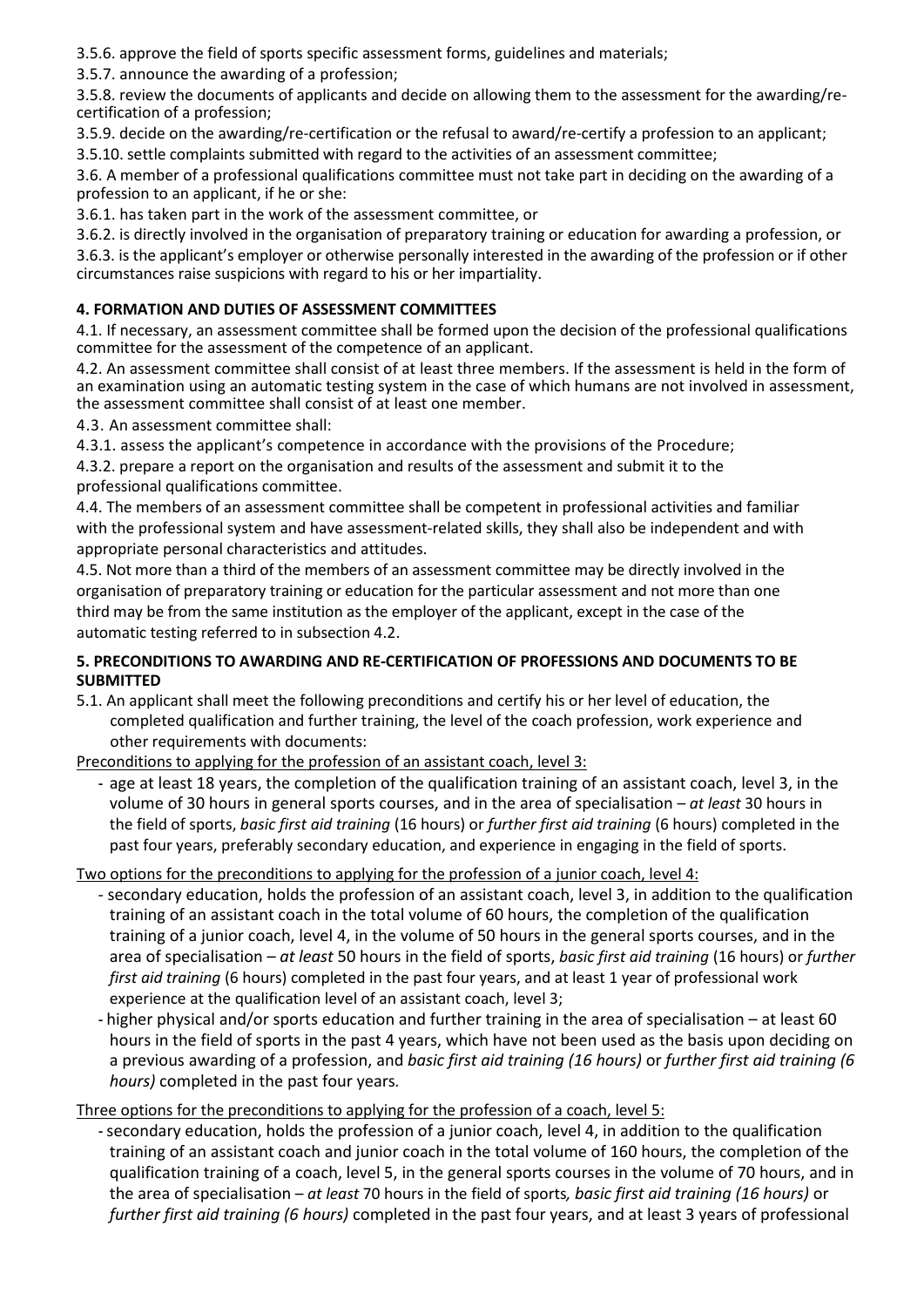3.5.6. approve the field of sports specific assessment forms, guidelines and materials;

3.5.7. announce the awarding of a profession;

3.5.8. review the documents of applicants and decide on allowing them to the assessment for the awarding/re-certification of a profession;

3.5.9. decide on the awarding/re-certification or the refusal to award/re-certify a profession to an applicant;

3.5.10. settle complaints submitted with regard to the activities of an assessment committee;

3.6. A member of a professional qualifications committee must not take part in deciding on the awarding of a profession to an applicant, if he or she:

3.6.1. has taken part in the work of the assessment committee, or

3.6.2. is directly involved in the organisation of preparatory training or education for awarding a profession, or

3.6.3. is the applicant's employer or otherwise personally interested in the awarding of the profession or if other circumstances raise suspicions with regard to his or her impartiality.

## 4. FORMATION AND DUTIES OF ASSESSMENT COMMITTEES

4.1. If necessary, an assessment committee shall be formed upon the decision of the professional qualifications committee for the assessment of the competence of an applicant.

4.2. An assessment committee shall consist of at least three members. If the assessment is held in the form of an examination using an automatic testing system in the case of which humans are not involved in assessment, the assessment committee shall consist of at least one member.

4.3. An assessment committee shall:

4.3.1. assess the applicant's competence in accordance with the provisions of the Procedure;

4.3.2. prepare a report on the organisation and results of the assessment and submit it to the professional qualifications committee.

4.4. The members of an assessment committee shall be competent in professional activities and familiar with the professional system and have assessment-related skills, they shall also be independent and with appropriate personal characteristics and attitudes.

4.5. Not more than a third of the members of an assessment committee may be directly involved in the organisation of preparatory training or education for the particular assessment and not more than one third may be from the same institution as the employer of the applicant, except in the case of the automatic testing referred to in subsection 4.2.

## 5. PRECONDITIONS TO AWARDING AND RE-CERTIFICATION OF PROFESSIONS AND DOCUMENTS TO BE SUBMITTED

5.1. An applicant shall meet the following preconditions and certify his or her level of education, the completed qualification and further training, the level of the coach profession, work experience and other requirements with documents:

Preconditions to applying for the profession of an assistant coach, level 3:

- age at least 18 years, the completion of the qualification training of an assistant coach, level 3, in the volume of 30 hours in general sports courses, and in the area of specialisation – *at least* 30 hours in the field of sports, *basic first aid training* (16 hours) or *further first aid training* (6 hours) completed in the past four years, preferably secondary education, and experience in engaging in the field of sports.

Two options for the preconditions to applying for the profession of a junior coach, level 4:

- secondary education, holds the profession of an assistant coach, level 3, in addition to the qualification training of an assistant coach in the total volume of 60 hours, the completion of the qualification training of a junior coach, level 4, in the volume of 50 hours in the general sports courses, and in the area of specialisation – *at least* 50 hours in the field of sports, *basic first aid training* (16 hours) or *further first aid training* (6 hours) completed in the past four years, and at least 1 year of professional work experience at the qualification level of an assistant coach, level 3;
- higher physical and/or sports education and further training in the area of specialisation – at least 60 hours in the field of sports in the past 4 years, which have not been used as the basis upon deciding on a previous awarding of a profession, and *basic first aid training (16 hours)* or *further first aid training (6 hours)* completed in the past four years.

Three options for the preconditions to applying for the profession of a coach, level 5:

- secondary education, holds the profession of a junior coach, level 4, in addition to the qualification training of an assistant coach and junior coach in the total volume of 160 hours, the completion of the qualification training of a coach, level 5, in the general sports courses in the volume of 70 hours, and in the area of specialisation – *at least* 70 hours in the field of sports*, basic first aid training (16 hours)* or *further first aid training (6 hours)* completed in the past four years, and at least 3 years of professional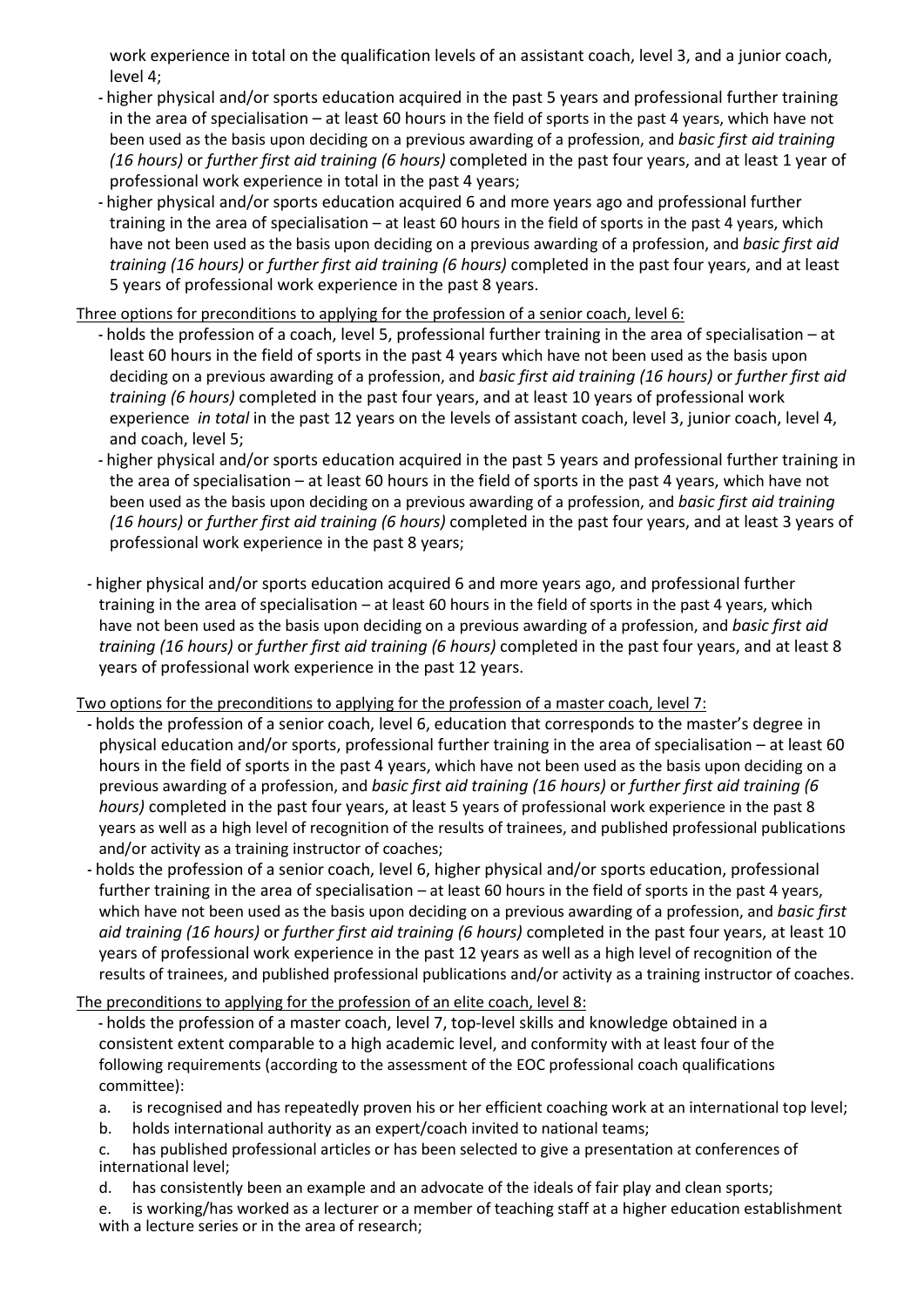work experience in total on the qualification levels of an assistant coach, level 3, and a junior coach, level 4;

- higher physical and/or sports education acquired in the past 5 years and professional further training in the area of specialisation – at least 60 hours in the field of sports in the past 4 years, which have not been used as the basis upon deciding on a previous awarding of a profession, and *basic first aid training (16 hours)* or *further first aid training (6 hours)* completed in the past four years, and at least 1 year of professional work experience in total in the past 4 years;
- higher physical and/or sports education acquired 6 and more years ago and professional further training in the area of specialisation – at least 60 hours in the field of sports in the past 4 years, which have not been used as the basis upon deciding on a previous awarding of a profession, and *basic first aid training (16 hours)* or *further first aid training (6 hours)* completed in the past four years, and at least 5 years of professional work experience in the past 8 years.

<u>Three options for preconditions to applying for the profession of a senior coach, level 6:</u>

- holds the profession of a coach, level 5, professional further training in the area of specialisation – at least 60 hours in the field of sports in the past 4 years which have not been used as the basis upon deciding on a previous awarding of a profession, and *basic first aid training (16 hours)* or *further first aid training (6 hours)* completed in the past four years, and at least 10 years of professional work experience *in total* in the past 12 years on the levels of assistant coach, level 3, junior coach, level 4, and coach, level 5;
- higher physical and/or sports education acquired in the past 5 years and professional further training in the area of specialisation – at least 60 hours in the field of sports in the past 4 years, which have not been used as the basis upon deciding on a previous awarding of a profession, and *basic first aid training (16 hours)* or *further first aid training (6 hours)* completed in the past four years, and at least 3 years of professional work experience in the past 8 years;
- higher physical and/or sports education acquired 6 and more years ago, and professional further training in the area of specialisation – at least 60 hours in the field of sports in the past 4 years, which have not been used as the basis upon deciding on a previous awarding of a profession, and *basic first aid training (16 hours)* or *further first aid training (6 hours)* completed in the past four years, and at least 8 years of professional work experience in the past 12 years.

<u>Two options for the preconditions to applying for the profession of a master coach, level 7:</u>

- holds the profession of a senior coach, level 6, education that corresponds to the master's degree in physical education and/or sports, professional further training in the area of specialisation – at least 60 hours in the field of sports in the past 4 years, which have not been used as the basis upon deciding on a previous awarding of a profession, and *basic first aid training (16 hours)* or *further first aid training (6 hours)* completed in the past four years, at least 5 years of professional work experience in the past 8 years as well as a high level of recognition of the results of trainees, and published professional publications and/or activity as a training instructor of coaches;
- holds the profession of a senior coach, level 6, higher physical and/or sports education, professional further training in the area of specialisation – at least 60 hours in the field of sports in the past 4 years, which have not been used as the basis upon deciding on a previous awarding of a profession, and *basic first aid training (16 hours)* or *further first aid training (6 hours)* completed in the past four years, at least 10 years of professional work experience in the past 12 years as well as a high level of recognition of the results of trainees, and published professional publications and/or activity as a training instructor of coaches.

<u>The preconditions to applying for the profession of an elite coach, level 8:</u>

- holds the profession of a master coach, level 7, top-level skills and knowledge obtained in a consistent extent comparable to a high academic level, and conformity with at least four of the following requirements (according to the assessment of the EOC professional coach qualifications committee):

a. is recognised and has repeatedly proven his or her efficient coaching work at an international top level;

b. holds international authority as an expert/coach invited to national teams;

c. has published professional articles or has been selected to give a presentation at conferences of international level;

d. has consistently been an example and an advocate of the ideals of fair play and clean sports;

e. is working/has worked as a lecturer or a member of teaching staff at a higher education establishment with a lecture series or in the area of research;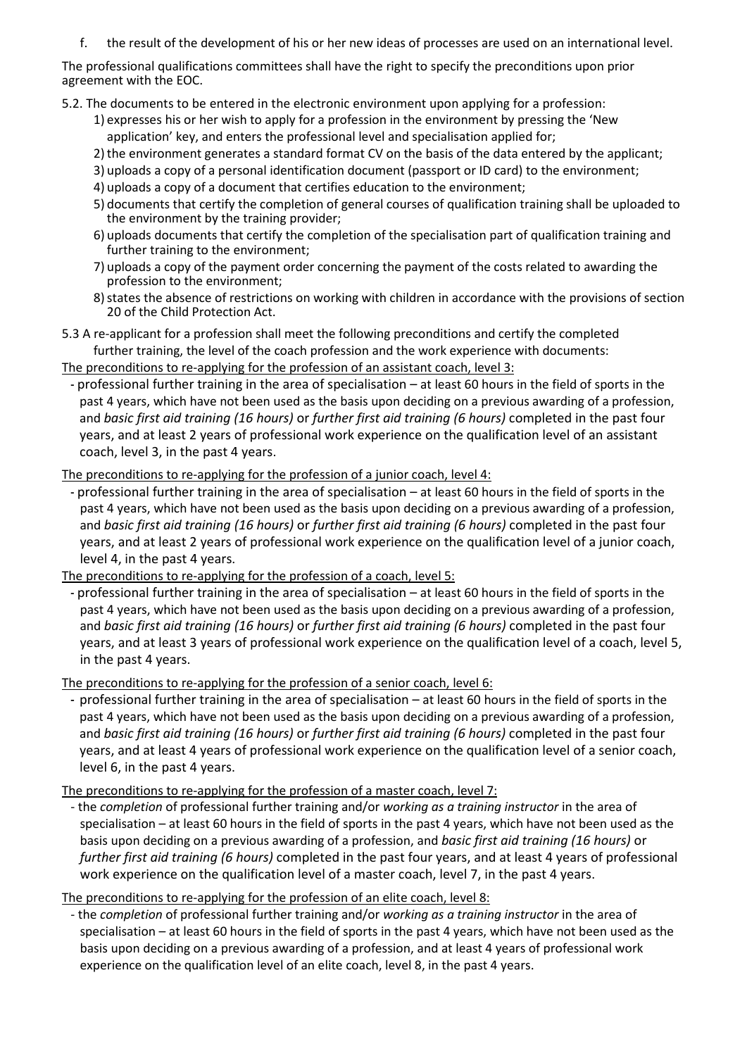f. the result of the development of his or her new ideas of processes are used on an international level.

The professional qualifications committees shall have the right to specify the preconditions upon prior agreement with the EOC.

5.2. The documents to be entered in the electronic environment upon applying for a profession:

1) expresses his or her wish to apply for a profession in the environment by pressing the 'New application' key, and enters the professional level and specialisation applied for;
2) the environment generates a standard format CV on the basis of the data entered by the applicant;
3) uploads a copy of a personal identification document (passport or ID card) to the environment;
4) uploads a copy of a document that certifies education to the environment;
5) documents that certify the completion of general courses of qualification training shall be uploaded to the environment by the training provider;
6) uploads documents that certify the completion of the specialisation part of qualification training and further training to the environment;
7) uploads a copy of the payment order concerning the payment of the costs related to awarding the profession to the environment;
8) states the absence of restrictions on working with children in accordance with the provisions of section 20 of the Child Protection Act.

5.3 A re-applicant for a profession shall meet the following preconditions and certify the completed further training, the level of the coach profession and the work experience with documents:

<u>The preconditions to re-applying for the profession of an assistant coach, level 3:</u>

- professional further training in the area of specialisation – at least 60 hours in the field of sports in the past 4 years, which have not been used as the basis upon deciding on a previous awarding of a profession, and *basic first aid training (16 hours)* or *further first aid training (6 hours)* completed in the past four years, and at least 2 years of professional work experience on the qualification level of an assistant coach, level 3, in the past 4 years.

<u>The preconditions to re-applying for the profession of a junior coach, level 4:</u>

- professional further training in the area of specialisation – at least 60 hours in the field of sports in the past 4 years, which have not been used as the basis upon deciding on a previous awarding of a profession, and *basic first aid training (16 hours)* or *further first aid training (6 hours)* completed in the past four years, and at least 2 years of professional work experience on the qualification level of a junior coach, level 4, in the past 4 years.

<u>The preconditions to re-applying for the profession of a coach, level 5:</u>

- professional further training in the area of specialisation – at least 60 hours in the field of sports in the past 4 years, which have not been used as the basis upon deciding on a previous awarding of a profession, and *basic first aid training (16 hours)* or *further first aid training (6 hours)* completed in the past four years, and at least 3 years of professional work experience on the qualification level of a coach, level 5, in the past 4 years.

<u>The preconditions to re-applying for the profession of a senior coach, level 6:</u>

- professional further training in the area of specialisation – at least 60 hours in the field of sports in the past 4 years, which have not been used as the basis upon deciding on a previous awarding of a profession, and *basic first aid training (16 hours)* or *further first aid training (6 hours)* completed in the past four years, and at least 4 years of professional work experience on the qualification level of a senior coach, level 6, in the past 4 years.

<u>The preconditions to re-applying for the profession of a master coach, level 7:</u>

- the *completion* of professional further training and/or *working as a training instructor* in the area of specialisation – at least 60 hours in the field of sports in the past 4 years, which have not been used as the basis upon deciding on a previous awarding of a profession, and *basic first aid training (16 hours)* or *further first aid training (6 hours)* completed in the past four years, and at least 4 years of professional work experience on the qualification level of a master coach, level 7, in the past 4 years.

<u>The preconditions to re-applying for the profession of an elite coach, level 8:</u>

- the *completion* of professional further training and/or *working as a training instructor* in the area of specialisation – at least 60 hours in the field of sports in the past 4 years, which have not been used as the basis upon deciding on a previous awarding of a profession, and at least 4 years of professional work experience on the qualification level of an elite coach, level 8, in the past 4 years.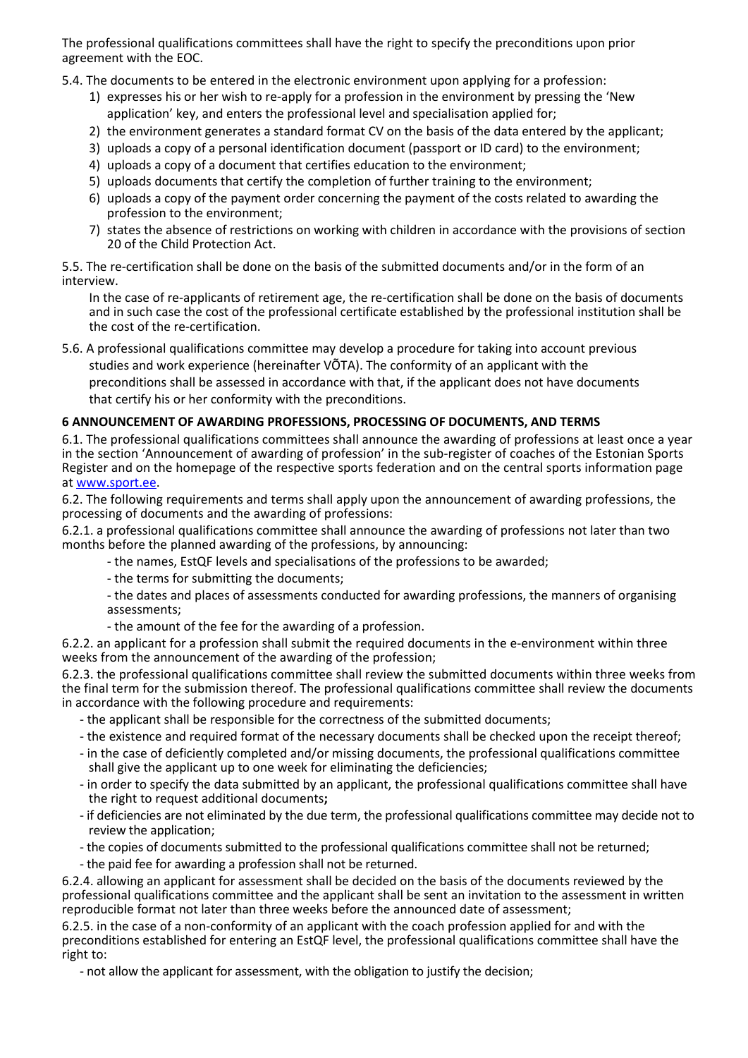The professional qualifications committees shall have the right to specify the preconditions upon prior agreement with the EOC.

5.4. The documents to be entered in the electronic environment upon applying for a profession:

1) expresses his or her wish to re-apply for a profession in the environment by pressing the 'New application' key, and enters the professional level and specialisation applied for;
2) the environment generates a standard format CV on the basis of the data entered by the applicant;
3) uploads a copy of a personal identification document (passport or ID card) to the environment;
4) uploads a copy of a document that certifies education to the environment;
5) uploads documents that certify the completion of further training to the environment;
6) uploads a copy of the payment order concerning the payment of the costs related to awarding the profession to the environment;
7) states the absence of restrictions on working with children in accordance with the provisions of section 20 of the Child Protection Act.

5.5. The re-certification shall be done on the basis of the submitted documents and/or in the form of an interview.

In the case of re-applicants of retirement age, the re-certification shall be done on the basis of documents and in such case the cost of the professional certificate established by the professional institution shall be the cost of the re-certification.

5.6. A professional qualifications committee may develop a procedure for taking into account previous studies and work experience (hereinafter VÕTA). The conformity of an applicant with the preconditions shall be assessed in accordance with that, if the applicant does not have documents that certify his or her conformity with the preconditions.

**6 ANNOUNCEMENT OF AWARDING PROFESSIONS, PROCESSING OF DOCUMENTS, AND TERMS**

6.1. The professional qualifications committees shall announce the awarding of professions at least once a year in the section 'Announcement of awarding of profession' in the sub-register of coaches of the Estonian Sports Register and on the homepage of the respective sports federation and on the central sports information page at www.sport.ee.

6.2. The following requirements and terms shall apply upon the announcement of awarding professions, the processing of documents and the awarding of professions:

6.2.1. a professional qualifications committee shall announce the awarding of professions not later than two months before the planned awarding of the professions, by announcing:

- the names, EstQF levels and specialisations of the professions to be awarded;
- the terms for submitting the documents;
- the dates and places of assessments conducted for awarding professions, the manners of organising assessments;
- the amount of the fee for the awarding of a profession.

6.2.2. an applicant for a profession shall submit the required documents in the e-environment within three weeks from the announcement of the awarding of the profession;

6.2.3. the professional qualifications committee shall review the submitted documents within three weeks from the final term for the submission thereof. The professional qualifications committee shall review the documents in accordance with the following procedure and requirements:

- the applicant shall be responsible for the correctness of the submitted documents;
- the existence and required format of the necessary documents shall be checked upon the receipt thereof;
- in the case of deficiently completed and/or missing documents, the professional qualifications committee shall give the applicant up to one week for eliminating the deficiencies;
- in order to specify the data submitted by an applicant, the professional qualifications committee shall have the right to request additional documents**;**
- if deficiencies are not eliminated by the due term, the professional qualifications committee may decide not to review the application;
- the copies of documents submitted to the professional qualifications committee shall not be returned;
- the paid fee for awarding a profession shall not be returned.

6.2.4. allowing an applicant for assessment shall be decided on the basis of the documents reviewed by the professional qualifications committee and the applicant shall be sent an invitation to the assessment in written reproducible format not later than three weeks before the announced date of assessment;

6.2.5. in the case of a non-conformity of an applicant with the coach profession applied for and with the preconditions established for entering an EstQF level, the professional qualifications committee shall have the right to:

- not allow the applicant for assessment, with the obligation to justify the decision;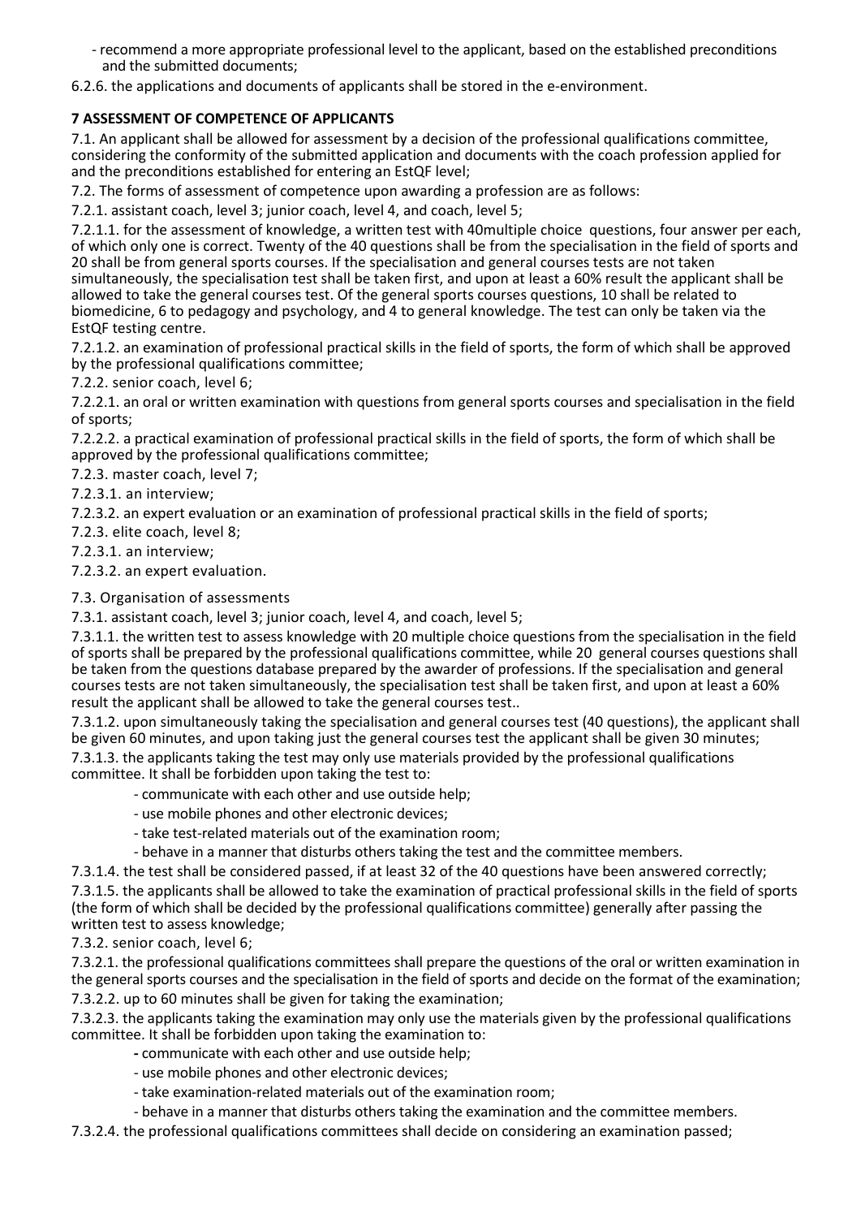- recommend a more appropriate professional level to the applicant, based on the established preconditions and the submitted documents;

6.2.6. the applications and documents of applicants shall be stored in the e-environment.

## 7 ASSESSMENT OF COMPETENCE OF APPLICANTS

7.1. An applicant shall be allowed for assessment by a decision of the professional qualifications committee, considering the conformity of the submitted application and documents with the coach profession applied for and the preconditions established for entering an EstQF level;

7.2. The forms of assessment of competence upon awarding a profession are as follows:

7.2.1. assistant coach, level 3; junior coach, level 4, and coach, level 5;

7.2.1.1. for the assessment of knowledge, a written test with 40multiple choice questions, four answer per each, of which only one is correct. Twenty of the 40 questions shall be from the specialisation in the field of sports and 20 shall be from general sports courses. If the specialisation and general courses tests are not taken simultaneously, the specialisation test shall be taken first, and upon at least a 60% result the applicant shall be allowed to take the general courses test. Of the general sports courses questions, 10 shall be related to biomedicine, 6 to pedagogy and psychology, and 4 to general knowledge. The test can only be taken via the EstQF testing centre.

7.2.1.2. an examination of professional practical skills in the field of sports, the form of which shall be approved by the professional qualifications committee;

7.2.2. senior coach, level 6;

7.2.2.1. an oral or written examination with questions from general sports courses and specialisation in the field of sports;

7.2.2.2. a practical examination of professional practical skills in the field of sports, the form of which shall be approved by the professional qualifications committee;

7.2.3. master coach, level 7;

7.2.3.1. an interview;

7.2.3.2. an expert evaluation or an examination of professional practical skills in the field of sports;

7.2.3. elite coach, level 8;

7.2.3.1. an interview;

7.2.3.2. an expert evaluation.

7.3. Organisation of assessments

7.3.1. assistant coach, level 3; junior coach, level 4, and coach, level 5;

7.3.1.1. the written test to assess knowledge with 20 multiple choice questions from the specialisation in the field of sports shall be prepared by the professional qualifications committee, while 20 general courses questions shall be taken from the questions database prepared by the awarder of professions. If the specialisation and general courses tests are not taken simultaneously, the specialisation test shall be taken first, and upon at least a 60% result the applicant shall be allowed to take the general courses test..

7.3.1.2. upon simultaneously taking the specialisation and general courses test (40 questions), the applicant shall be given 60 minutes, and upon taking just the general courses test the applicant shall be given 30 minutes;

7.3.1.3. the applicants taking the test may only use materials provided by the professional qualifications committee. It shall be forbidden upon taking the test to:

- communicate with each other and use outside help;
- use mobile phones and other electronic devices;
- take test-related materials out of the examination room;
- behave in a manner that disturbs others taking the test and the committee members.

7.3.1.4. the test shall be considered passed, if at least 32 of the 40 questions have been answered correctly;

7.3.1.5. the applicants shall be allowed to take the examination of practical professional skills in the field of sports (the form of which shall be decided by the professional qualifications committee) generally after passing the written test to assess knowledge;

7.3.2. senior coach, level 6;

7.3.2.1. the professional qualifications committees shall prepare the questions of the oral or written examination in the general sports courses and the specialisation in the field of sports and decide on the format of the examination;

7.3.2.2. up to 60 minutes shall be given for taking the examination;

7.3.2.3. the applicants taking the examination may only use the materials given by the professional qualifications committee. It shall be forbidden upon taking the examination to:

- communicate with each other and use outside help;
- use mobile phones and other electronic devices;
- take examination-related materials out of the examination room;
- behave in a manner that disturbs others taking the examination and the committee members.

7.3.2.4. the professional qualifications committees shall decide on considering an examination passed;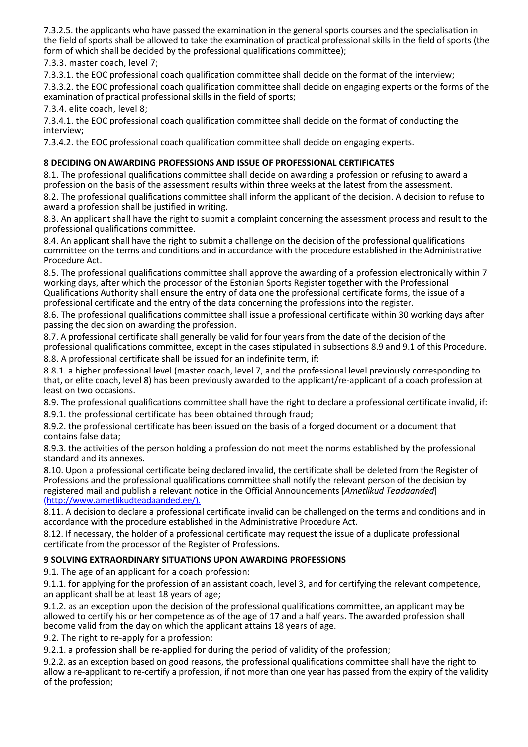7.3.2.5. the applicants who have passed the examination in the general sports courses and the specialisation in the field of sports shall be allowed to take the examination of practical professional skills in the field of sports (the form of which shall be decided by the professional qualifications committee);

7.3.3. master coach, level 7;

7.3.3.1. the EOC professional coach qualification committee shall decide on the format of the interview;

7.3.3.2. the EOC professional coach qualification committee shall decide on engaging experts or the forms of the examination of practical professional skills in the field of sports;

7.3.4. elite coach, level 8;

7.3.4.1. the EOC professional coach qualification committee shall decide on the format of conducting the interview;

7.3.4.2. the EOC professional coach qualification committee shall decide on engaging experts.

## 8 DECIDING ON AWARDING PROFESSIONS AND ISSUE OF PROFESSIONAL CERTIFICATES

8.1. The professional qualifications committee shall decide on awarding a profession or refusing to award a profession on the basis of the assessment results within three weeks at the latest from the assessment.

8.2. The professional qualifications committee shall inform the applicant of the decision. A decision to refuse to award a profession shall be justified in writing.

8.3. An applicant shall have the right to submit a complaint concerning the assessment process and result to the professional qualifications committee.

8.4. An applicant shall have the right to submit a challenge on the decision of the professional qualifications committee on the terms and conditions and in accordance with the procedure established in the Administrative Procedure Act.

8.5. The professional qualifications committee shall approve the awarding of a profession electronically within 7 working days, after which the processor of the Estonian Sports Register together with the Professional Qualifications Authority shall ensure the entry of data one the professional certificate forms, the issue of a professional certificate and the entry of the data concerning the professions into the register.

8.6. The professional qualifications committee shall issue a professional certificate within 30 working days after passing the decision on awarding the profession.

8.7. A professional certificate shall generally be valid for four years from the date of the decision of the professional qualifications committee, except in the cases stipulated in subsections 8.9 and 9.1 of this Procedure.

8.8. A professional certificate shall be issued for an indefinite term, if:

8.8.1. a higher professional level (master coach, level 7, and the professional level previously corresponding to that, or elite coach, level 8) has been previously awarded to the applicant/re-applicant of a coach profession at least on two occasions.

8.9. The professional qualifications committee shall have the right to declare a professional certificate invalid, if:

8.9.1. the professional certificate has been obtained through fraud;

8.9.2. the professional certificate has been issued on the basis of a forged document or a document that contains false data;

8.9.3. the activities of the person holding a profession do not meet the norms established by the professional standard and its annexes.

8.10. Upon a professional certificate being declared invalid, the certificate shall be deleted from the Register of Professions and the professional qualifications committee shall notify the relevant person of the decision by registered mail and publish a relevant notice in the Official Announcements [*Ametlikud Teadaanded*] (http://www.ametlikudteadaanded.ee/).

8.11. A decision to declare a professional certificate invalid can be challenged on the terms and conditions and in accordance with the procedure established in the Administrative Procedure Act.

8.12. If necessary, the holder of a professional certificate may request the issue of a duplicate professional certificate from the processor of the Register of Professions.

## 9 SOLVING EXTRAORDINARY SITUATIONS UPON AWARDING PROFESSIONS

9.1. The age of an applicant for a coach profession:

9.1.1. for applying for the profession of an assistant coach, level 3, and for certifying the relevant competence, an applicant shall be at least 18 years of age;

9.1.2. as an exception upon the decision of the professional qualifications committee, an applicant may be allowed to certify his or her competence as of the age of 17 and a half years. The awarded profession shall become valid from the day on which the applicant attains 18 years of age.

9.2. The right to re-apply for a profession:

9.2.1. a profession shall be re-applied for during the period of validity of the profession;

9.2.2. as an exception based on good reasons, the professional qualifications committee shall have the right to allow a re-applicant to re-certify a profession, if not more than one year has passed from the expiry of the validity of the profession;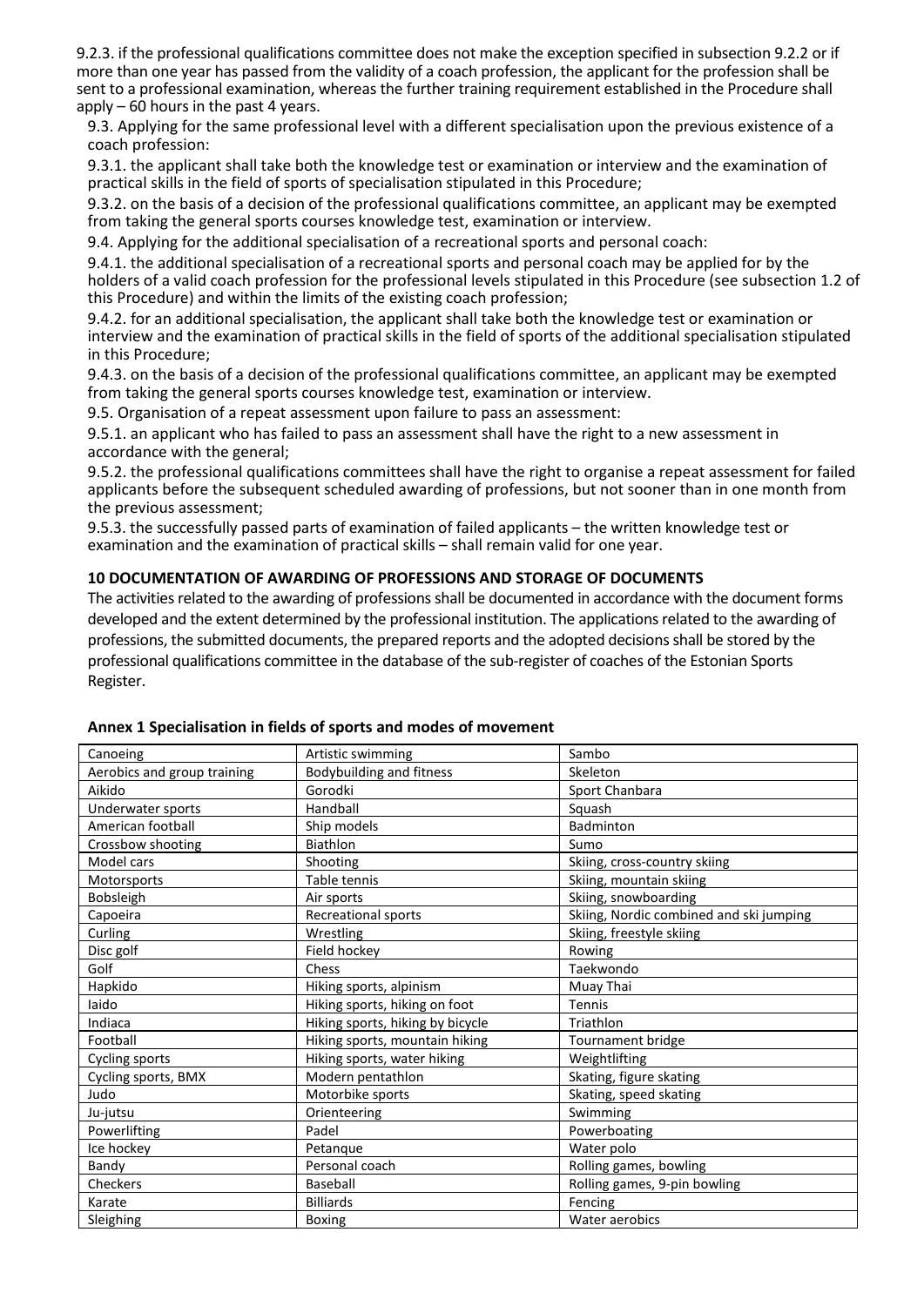9.2.3. if the professional qualifications committee does not make the exception specified in subsection 9.2.2 or if more than one year has passed from the validity of a coach profession, the applicant for the profession shall be sent to a professional examination, whereas the further training requirement established in the Procedure shall apply – 60 hours in the past 4 years.

9.3. Applying for the same professional level with a different specialisation upon the previous existence of a coach profession:

9.3.1. the applicant shall take both the knowledge test or examination or interview and the examination of practical skills in the field of sports of specialisation stipulated in this Procedure;

9.3.2. on the basis of a decision of the professional qualifications committee, an applicant may be exempted from taking the general sports courses knowledge test, examination or interview.

9.4. Applying for the additional specialisation of a recreational sports and personal coach:

9.4.1. the additional specialisation of a recreational sports and personal coach may be applied for by the holders of a valid coach profession for the professional levels stipulated in this Procedure (see subsection 1.2 of this Procedure) and within the limits of the existing coach profession;

9.4.2. for an additional specialisation, the applicant shall take both the knowledge test or examination or interview and the examination of practical skills in the field of sports of the additional specialisation stipulated in this Procedure;

9.4.3. on the basis of a decision of the professional qualifications committee, an applicant may be exempted from taking the general sports courses knowledge test, examination or interview.

9.5. Organisation of a repeat assessment upon failure to pass an assessment:

9.5.1. an applicant who has failed to pass an assessment shall have the right to a new assessment in accordance with the general;

9.5.2. the professional qualifications committees shall have the right to organise a repeat assessment for failed applicants before the subsequent scheduled awarding of professions, but not sooner than in one month from the previous assessment;

9.5.3. the successfully passed parts of examination of failed applicants – the written knowledge test or examination and the examination of practical skills – shall remain valid for one year.

## 10 DOCUMENTATION OF AWARDING OF PROFESSIONS AND STORAGE OF DOCUMENTS

The activities related to the awarding of professions shall be documented in accordance with the document forms developed and the extent determined by the professional institution. The applications related to the awarding of professions, the submitted documents, the prepared reports and the adopted decisions shall be stored by the professional qualifications committee in the database of the sub-register of coaches of the Estonian Sports Register.

### Annex 1 Specialisation in fields of sports and modes of movement

| | | |
|---|---|---|
| Canoeing | Artistic swimming | Sambo |
| Aerobics and group training | Bodybuilding and fitness | Skeleton |
| Aikido | Gorodki | Sport Chanbara |
| Underwater sports | Handball | Squash |
| American football | Ship models | Badminton |
| Crossbow shooting | Biathlon | Sumo |
| Model cars | Shooting | Skiing, cross-country skiing |
| Motorsports | Table tennis | Skiing, mountain skiing |
| Bobsleigh | Air sports | Skiing, snowboarding |
| Capoeira | Recreational sports | Skiing, Nordic combined and ski jumping |
| Curling | Wrestling | Skiing, freestyle skiing |
| Disc golf | Field hockey | Rowing |
| Golf | Chess | Taekwondo |
| Hapkido | Hiking sports, alpinism | Muay Thai |
| Iaido | Hiking sports, hiking on foot | Tennis |
| Indiaca | Hiking sports, hiking by bicycle | Triathlon |
| Football | Hiking sports, mountain hiking | Tournament bridge |
| Cycling sports | Hiking sports, water hiking | Weightlifting |
| Cycling sports, BMX | Modern pentathlon | Skating, figure skating |
| Judo | Motorbike sports | Skating, speed skating |
| Ju-jutsu | Orienteering | Swimming |
| Powerlifting | Padel | Powerboating |
| Ice hockey | Petanque | Water polo |
| Bandy | Personal coach | Rolling games, bowling |
| Checkers | Baseball | Rolling games, 9-pin bowling |
| Karate | Billiards | Fencing |
| Sleighing | Boxing | Water aerobics |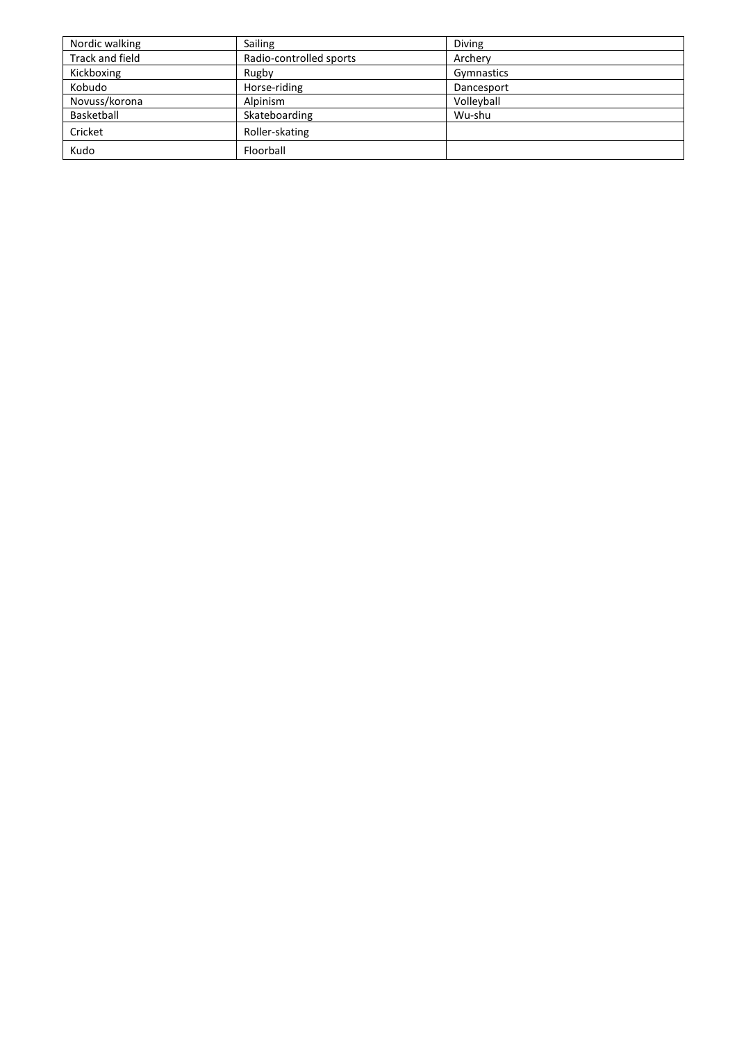| | | |
|---|---|---|
| Nordic walking | Sailing | Diving |
| Track and field | Radio-controlled sports | Archery |
| Kickboxing | Rugby | Gymnastics |
| Kobudo | Horse-riding | Dancesport |
| Novuss/korona | Alpinism | Volleyball |
| Basketball | Skateboarding | Wu-shu |
| Cricket | Roller-skating | |
| Kudo | Floorball | |